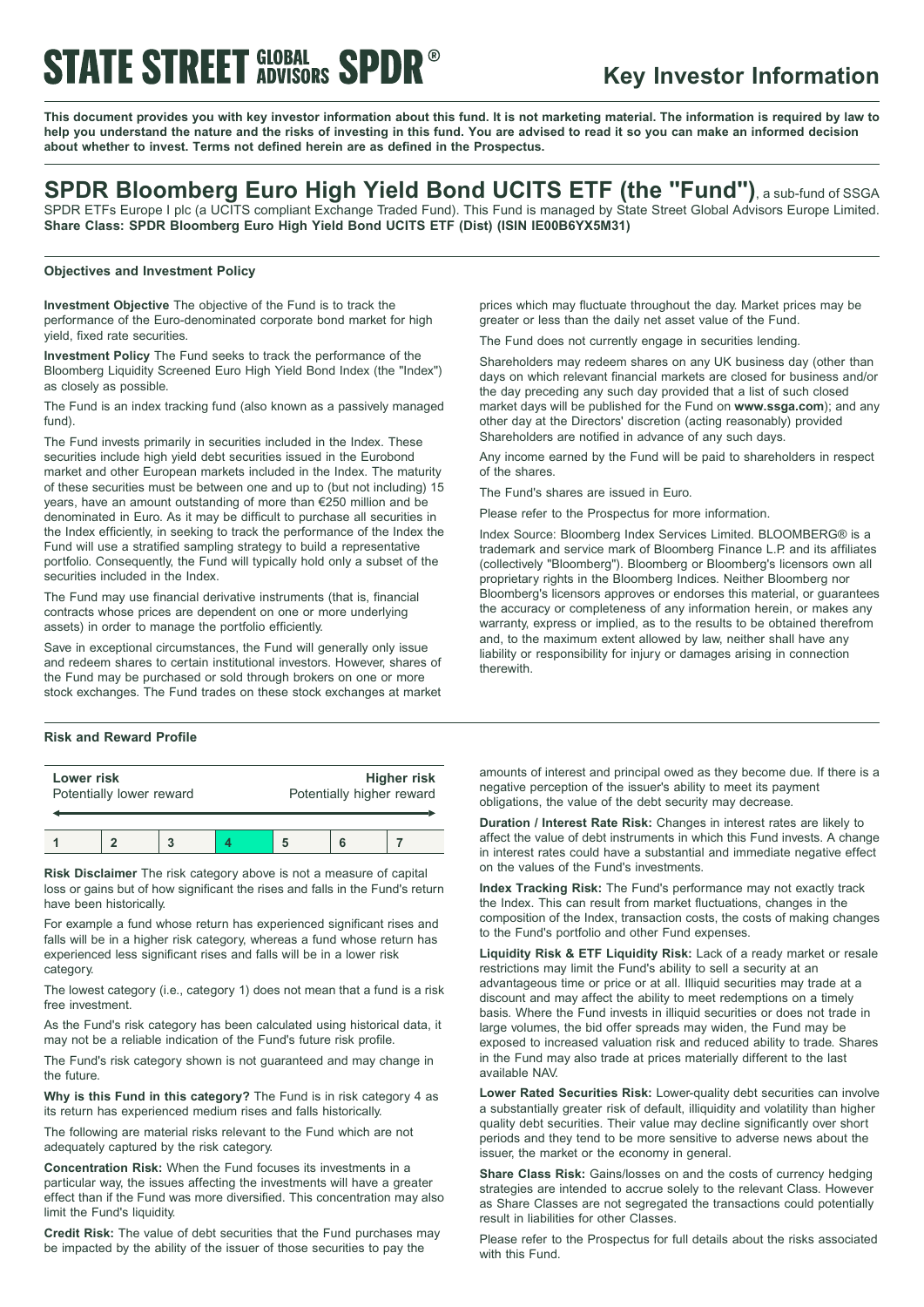# STATE STREET GLOBAL ADVISORS SPDR®

## Key Investor Information

**This document provides you with key investor information about this fund. It is not marketing material. The information is required by law to help you understand the nature and the risks of investing in this fund. You are advised to read it so you can make an informed decision about whether to invest. Terms not defined herein are as defined in the Prospectus.**

# SPDR Bloomberg Euro High Yield Bond UCITS ETF (the "Fund"), a sub-fund of SSGA SPDR ETFs Europe I plc (a UCITS compliant Exchange Traded Fund). This Fund is managed by State Street Global Advisors Europe Limited.

**Share Class: SPDR Bloomberg Euro High Yield Bond UCITS ETF (Dist) (ISIN IE00B6YX5M31)**

### Objectives and Investment Policy

**Investment Objective** The objective of the Fund is to track the performance of the Euro-denominated corporate bond market for high yield, fixed rate securities.

**Investment Policy** The Fund seeks to track the performance of the Bloomberg Liquidity Screened Euro High Yield Bond Index (the "Index") as closely as possible.

The Fund is an index tracking fund (also known as a passively managed fund).

The Fund invests primarily in securities included in the Index. These securities include high yield debt securities issued in the Eurobond market and other European markets included in the Index. The maturity of these securities must be between one and up to (but not including) 15 years, have an amount outstanding of more than €250 million and be denominated in Euro. As it may be difficult to purchase all securities in the Index efficiently, in seeking to track the performance of the Index the Fund will use a stratified sampling strategy to build a representative portfolio. Consequently, the Fund will typically hold only a subset of the securities included in the Index.

The Fund may use financial derivative instruments (that is, financial contracts whose prices are dependent on one or more underlying assets) in order to manage the portfolio efficiently.

Save in exceptional circumstances, the Fund will generally only issue and redeem shares to certain institutional investors. However, shares of the Fund may be purchased or sold through brokers on one or more stock exchanges. The Fund trades on these stock exchanges at market prices which may fluctuate throughout the day. Market prices may be greater or less than the daily net asset value of the Fund.

The Fund does not currently engage in securities lending.

Shareholders may redeem shares on any UK business day (other than days on which relevant financial markets are closed for business and/or the day preceding any such day provided that a list of such closed market days will be published for the Fund on **www.ssga.com**); and any other day at the Directors' discretion (acting reasonably) provided Shareholders are notified in advance of any such days.

Any income earned by the Fund will be paid to shareholders in respect of the shares.

The Fund's shares are issued in Euro.

Please refer to the Prospectus for more information.

Index Source: Bloomberg Index Services Limited. BLOOMBERG® is a trademark and service mark of Bloomberg Finance L.P. and its affiliates (collectively "Bloomberg"). Bloomberg or Bloomberg's licensors own all proprietary rights in the Bloomberg Indices. Neither Bloomberg nor Bloomberg's licensors approves or endorses this material, or guarantees the accuracy or completeness of any information herein, or makes any warranty, express or implied, as to the results to be obtained therefrom and, to the maximum extent allowed by law, neither shall have any liability or responsibility for injury or damages arising in connection therewith.

### Risk and Reward Profile

| **Lower risk** Potentially lower reward | | | | | | **Higher risk** Potentially higher reward |
|---|---|---|---|---|---|---|
| 1 | 2 | 3 | **4** | 5 | 6 | 7 |

**Risk Disclaimer** The risk category above is not a measure of capital loss or gains but of how significant the rises and falls in the Fund's return have been historically.

For example a fund whose return has experienced significant rises and falls will be in a higher risk category, whereas a fund whose return has experienced less significant rises and falls will be in a lower risk category.

The lowest category (i.e., category 1) does not mean that a fund is a risk free investment.

As the Fund's risk category has been calculated using historical data, it may not be a reliable indication of the Fund's future risk profile.

The Fund's risk category shown is not guaranteed and may change in the future.

**Why is this Fund in this category?** The Fund is in risk category 4 as its return has experienced medium rises and falls historically.

The following are material risks relevant to the Fund which are not adequately captured by the risk category.

**Concentration Risk:** When the Fund focuses its investments in a particular way, the issues affecting the investments will have a greater effect than if the Fund was more diversified. This concentration may also limit the Fund's liquidity.

**Credit Risk:** The value of debt securities that the Fund purchases may be impacted by the ability of the issuer of those securities to pay the amounts of interest and principal owed as they become due. If there is a negative perception of the issuer's ability to meet its payment obligations, the value of the debt security may decrease.

**Duration / Interest Rate Risk:** Changes in interest rates are likely to affect the value of debt instruments in which this Fund invests. A change in interest rates could have a substantial and immediate negative effect on the values of the Fund's investments.

**Index Tracking Risk:** The Fund's performance may not exactly track the Index. This can result from market fluctuations, changes in the composition of the Index, transaction costs, the costs of making changes to the Fund's portfolio and other Fund expenses.

**Liquidity Risk & ETF Liquidity Risk:** Lack of a ready market or resale restrictions may limit the Fund's ability to sell a security at an advantageous time or price or at all. Illiquid securities may trade at a discount and may affect the ability to meet redemptions on a timely basis. Where the Fund invests in illiquid securities or does not trade in large volumes, the bid offer spreads may widen, the Fund may be exposed to increased valuation risk and reduced ability to trade. Shares in the Fund may also trade at prices materially different to the last available NAV.

**Lower Rated Securities Risk:** Lower-quality debt securities can involve a substantially greater risk of default, illiquidity and volatility than higher quality debt securities. Their value may decline significantly over short periods and they tend to be more sensitive to adverse news about the issuer, the market or the economy in general.

**Share Class Risk:** Gains/losses on and the costs of currency hedging strategies are intended to accrue solely to the relevant Class. However as Share Classes are not segregated the transactions could potentially result in liabilities for other Classes.

Please refer to the Prospectus for full details about the risks associated with this Fund.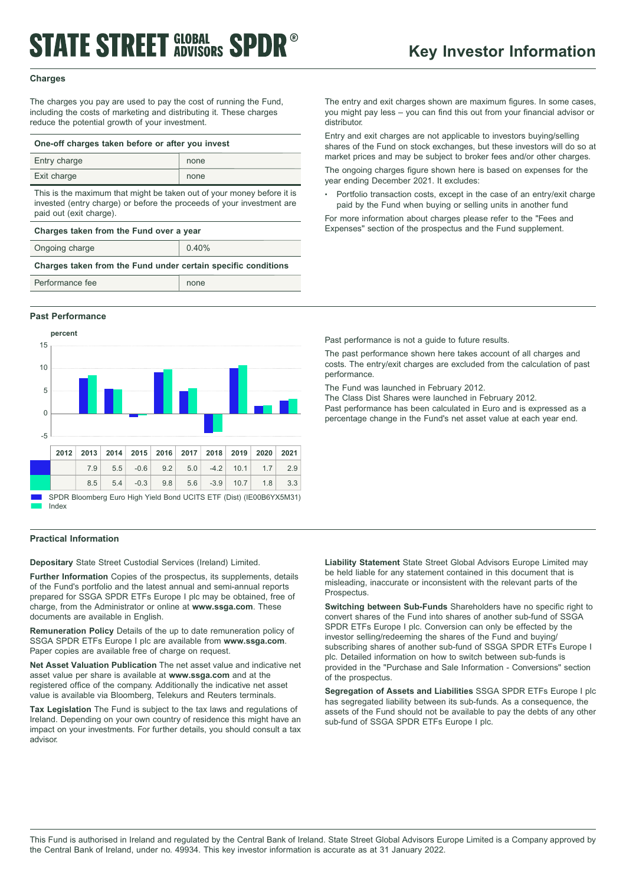## Charges

The charges you pay are used to pay the cost of running the Fund, including the costs of marketing and distributing it. These charges reduce the potential growth of your investment.

| One-off charges taken before or after you invest | |
|---|---|
| Entry charge | none |
| Exit charge | none |

This is the maximum that might be taken out of your money before it is invested (entry charge) or before the proceeds of your investment are paid out (exit charge).

| Charges taken from the Fund over a year | |
|---|---|
| Ongoing charge | 0.40% |

| Charges taken from the Fund under certain specific conditions | |
|---|---|
| Performance fee | none |

The entry and exit charges shown are maximum figures. In some cases, you might pay less – you can find this out from your financial advisor or distributor.

Entry and exit charges are not applicable to investors buying/selling shares of the Fund on stock exchanges, but these investors will do so at market prices and may be subject to broker fees and/or other charges.

The ongoing charges figure shown here is based on expenses for the year ending December 2021. It excludes:

- Portfolio transaction costs, except in the case of an entry/exit charge paid by the Fund when buying or selling units in another fund

For more information about charges please refer to the "Fees and Expenses" section of the prospectus and the Fund supplement.

## Past Performance

percent

15

10

5

0

-5

| | 2012 | 2013 | 2014 | 2015 | 2016 | 2017 | 2018 | 2019 | 2020 | 2021 |
|---|---|---|---|---|---|---|---|---|---|---|
| SPDR Bloomberg Euro High Yield Bond UCITS ETF (Dist) (IE00B6YX5M31) | | 7.9 | 5.5 | -0.6 | 9.2 | 5.0 | -4.2 | 10.1 | 1.7 | 2.9 |
| Index | | 8.5 | 5.4 | -0.3 | 9.8 | 5.6 | -3.9 | 10.7 | 1.8 | 3.3 |

Past performance is not a guide to future results.

The past performance shown here takes account of all charges and costs. The entry/exit charges are excluded from the calculation of past performance.

The Fund was launched in February 2012.
The Class Dist Shares were launched in February 2012.
Past performance has been calculated in Euro and is expressed as a percentage change in the Fund's net asset value at each year end.

## Practical Information

**Depositary** State Street Custodial Services (Ireland) Limited.

**Further Information** Copies of the prospectus, its supplements, details of the Fund's portfolio and the latest annual and semi-annual reports prepared for SSGA SPDR ETFs Europe I plc may be obtained, free of charge, from the Administrator or online at **www.ssga.com**. These documents are available in English.

**Remuneration Policy** Details of the up to date remuneration policy of SSGA SPDR ETFs Europe I plc are available from **www.ssga.com**. Paper copies are available free of charge on request.

**Net Asset Valuation Publication** The net asset value and indicative net asset value per share is available at **www.ssga.com** and at the registered office of the company. Additionally the indicative net asset value is available via Bloomberg, Telekurs and Reuters terminals.

**Tax Legislation** The Fund is subject to the tax laws and regulations of Ireland. Depending on your own country of residence this might have an impact on your investments. For further details, you should consult a tax advisor.

**Liability Statement** State Street Global Advisors Europe Limited may be held liable for any statement contained in this document that is misleading, inaccurate or inconsistent with the relevant parts of the Prospectus.

**Switching between Sub-Funds** Shareholders have no specific right to convert shares of the Fund into shares of another sub-fund of SSGA SPDR ETFs Europe I plc. Conversion can only be effected by the investor selling/redeeming the shares of the Fund and buying/ subscribing shares of another sub-fund of SSGA SPDR ETFs Europe I plc. Detailed information on how to switch between sub-funds is provided in the "Purchase and Sale Information - Conversions" section of the prospectus.

**Segregation of Assets and Liabilities** SSGA SPDR ETFs Europe I plc has segregated liability between its sub-funds. As a consequence, the assets of the Fund should not be available to pay the debts of any other sub-fund of SSGA SPDR ETFs Europe I plc.

This Fund is authorised in Ireland and regulated by the Central Bank of Ireland. State Street Global Advisors Europe Limited is a Company approved by the Central Bank of Ireland, under no. 49934. This key investor information is accurate as at 31 January 2022.